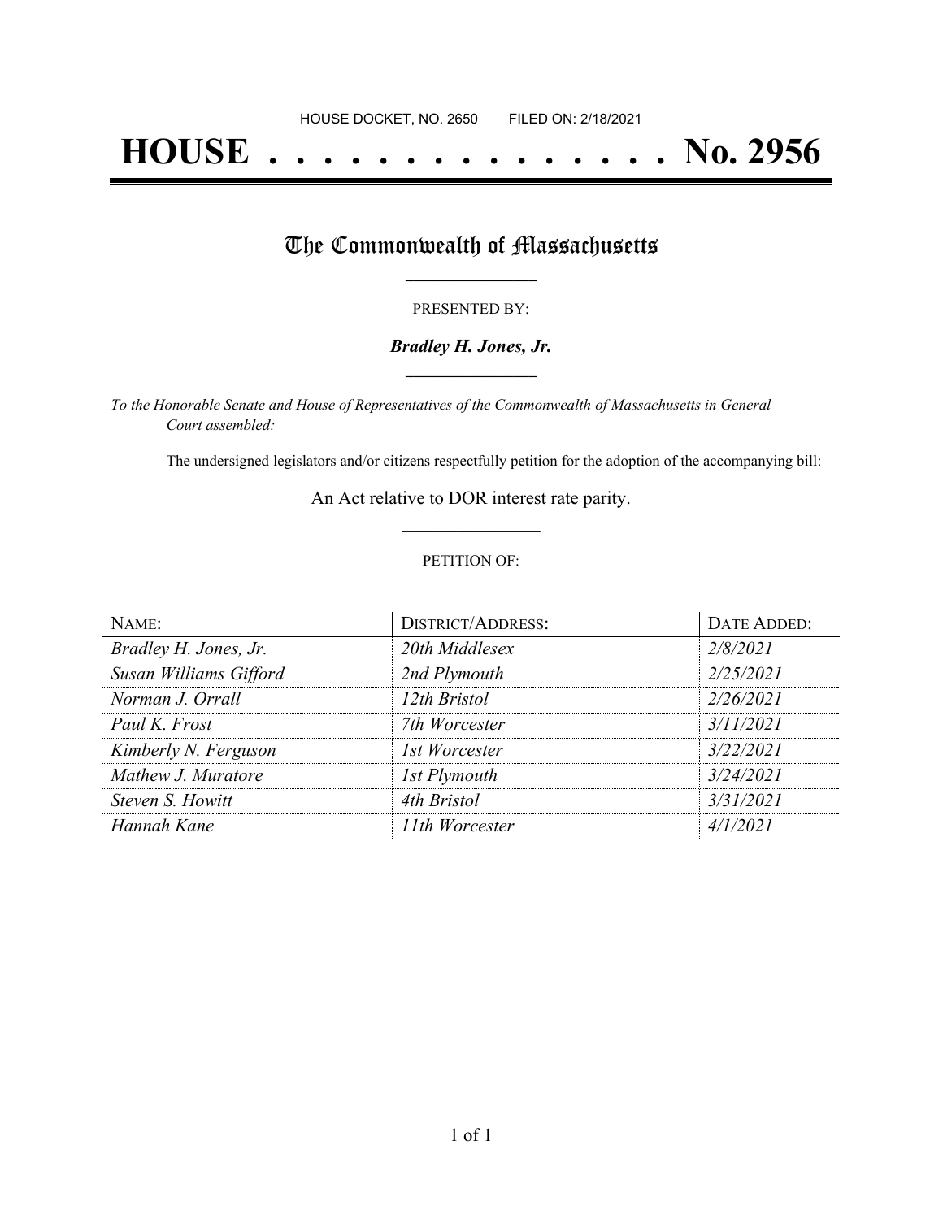HOUSE DOCKET, NO. 2650 FILED ON: 2/18/2021

# HOUSE . . . . . . . . . . . . . . . No. 2956

## The Commonwealth of Massachusetts

PRESENTED BY:

***Bradley H. Jones, Jr.***

*To the Honorable Senate and House of Representatives of the Commonwealth of Massachusetts in General Court assembled:*

The undersigned legislators and/or citizens respectfully petition for the adoption of the accompanying bill:

An Act relative to DOR interest rate parity.

PETITION OF:

| NAME: | DISTRICT/ADDRESS: | DATE ADDED: |
| --- | --- | --- |
| *Bradley H. Jones, Jr.* | *20th Middlesex* | *2/8/2021* |
| *Susan Williams Gifford* | *2nd Plymouth* | *2/25/2021* |
| *Norman J. Orrall* | *12th Bristol* | *2/26/2021* |
| *Paul K. Frost* | *7th Worcester* | *3/11/2021* |
| *Kimberly N. Ferguson* | *1st Worcester* | *3/22/2021* |
| *Mathew J. Muratore* | *1st Plymouth* | *3/24/2021* |
| *Steven S. Howitt* | *4th Bristol* | *3/31/2021* |
| *Hannah Kane* | *11th Worcester* | *4/1/2021* |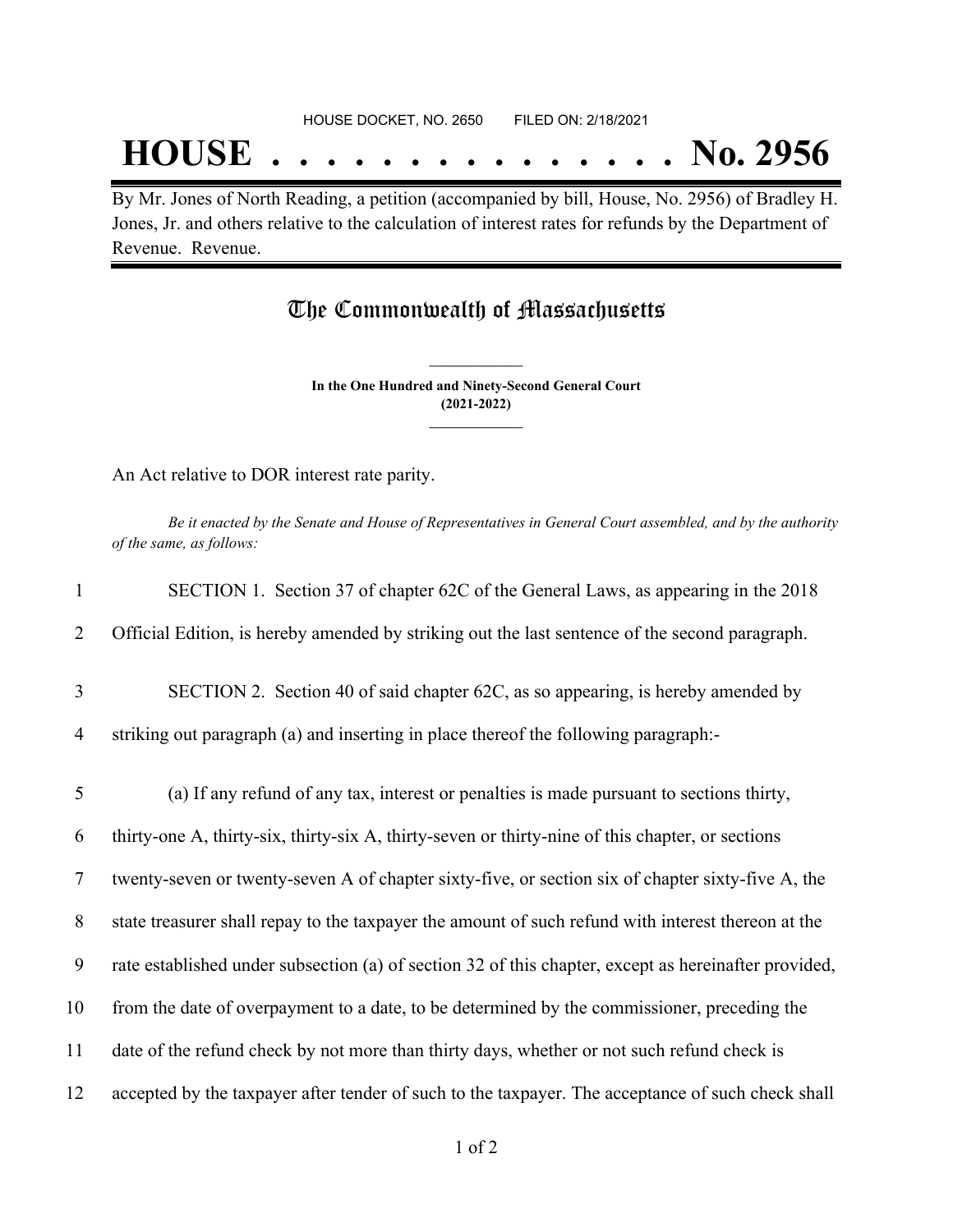HOUSE DOCKET, NO. 2650 FILED ON: 2/18/2021

# HOUSE . . . . . . . . . . . . . . . No. 2956

By Mr. Jones of North Reading, a petition (accompanied by bill, House, No. 2956) of Bradley H. Jones, Jr. and others relative to the calculation of interest rates for refunds by the Department of Revenue. Revenue.

## The Commonwealth of Massachusetts

**In the One Hundred and Ninety-Second General Court**
**(2021-2022)**

An Act relative to DOR interest rate parity.

*Be it enacted by the Senate and House of Representatives in General Court assembled, and by the authority of the same, as follows:*

1 SECTION 1. Section 37 of chapter 62C of the General Laws, as appearing in the 2018
2 Official Edition, is hereby amended by striking out the last sentence of the second paragraph.

3 SECTION 2. Section 40 of said chapter 62C, as so appearing, is hereby amended by
4 striking out paragraph (a) and inserting in place thereof the following paragraph:-

5 (a) If any refund of any tax, interest or penalties is made pursuant to sections thirty,
6 thirty-one A, thirty-six, thirty-six A, thirty-seven or thirty-nine of this chapter, or sections
7 twenty-seven or twenty-seven A of chapter sixty-five, or section six of chapter sixty-five A, the
8 state treasurer shall repay to the taxpayer the amount of such refund with interest thereon at the
9 rate established under subsection (a) of section 32 of this chapter, except as hereinafter provided,
10 from the date of overpayment to a date, to be determined by the commissioner, preceding the
11 date of the refund check by not more than thirty days, whether or not such refund check is
12 accepted by the taxpayer after tender of such to the taxpayer. The acceptance of such check shall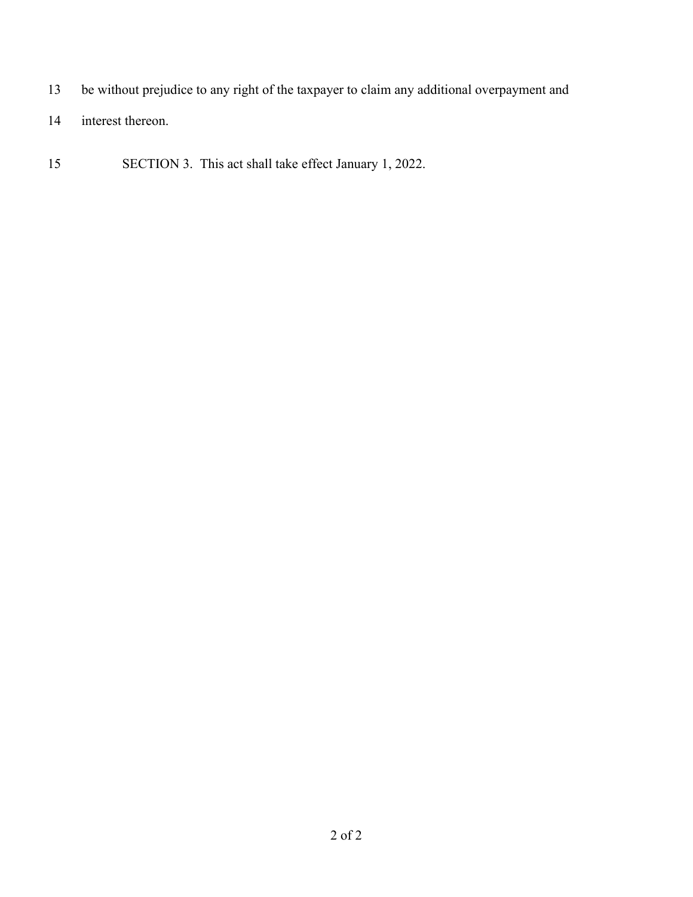be without prejudice to any right of the taxpayer to claim any additional overpayment and interest thereon.

SECTION 3. This act shall take effect January 1, 2022.